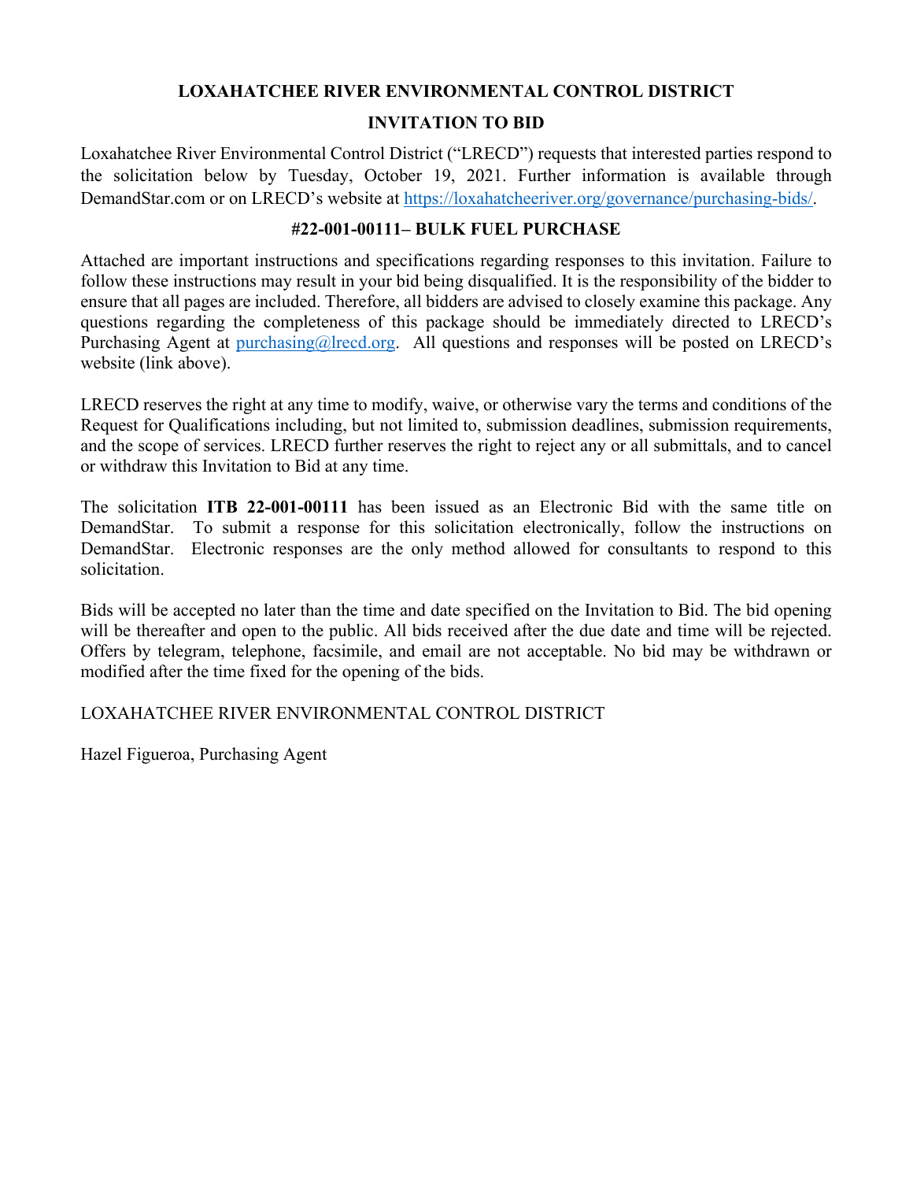# LOXAHATCHEE RIVER ENVIRONMENTAL CONTROL DISTRICT

## INVITATION TO BID

Loxahatchee River Environmental Control District ("LRECD") requests that interested parties respond to the solicitation below by Tuesday, October 19, 2021. Further information is available through DemandStar.com or on LRECD's website at https://loxahatcheeriver.org/governance/purchasing-bids/.

## #22-001-00111– BULK FUEL PURCHASE

Attached are important instructions and specifications regarding responses to this invitation. Failure to follow these instructions may result in your bid being disqualified. It is the responsibility of the bidder to ensure that all pages are included. Therefore, all bidders are advised to closely examine this package. Any questions regarding the completeness of this package should be immediately directed to LRECD's Purchasing Agent at purchasing@lrecd.org. All questions and responses will be posted on LRECD's website (link above).

LRECD reserves the right at any time to modify, waive, or otherwise vary the terms and conditions of the Request for Qualifications including, but not limited to, submission deadlines, submission requirements, and the scope of services. LRECD further reserves the right to reject any or all submittals, and to cancel or withdraw this Invitation to Bid at any time.

The solicitation **ITB 22-001-00111** has been issued as an Electronic Bid with the same title on DemandStar. To submit a response for this solicitation electronically, follow the instructions on DemandStar. Electronic responses are the only method allowed for consultants to respond to this solicitation.

Bids will be accepted no later than the time and date specified on the Invitation to Bid. The bid opening will be thereafter and open to the public. All bids received after the due date and time will be rejected. Offers by telegram, telephone, facsimile, and email are not acceptable. No bid may be withdrawn or modified after the time fixed for the opening of the bids.

LOXAHATCHEE RIVER ENVIRONMENTAL CONTROL DISTRICT

Hazel Figueroa, Purchasing Agent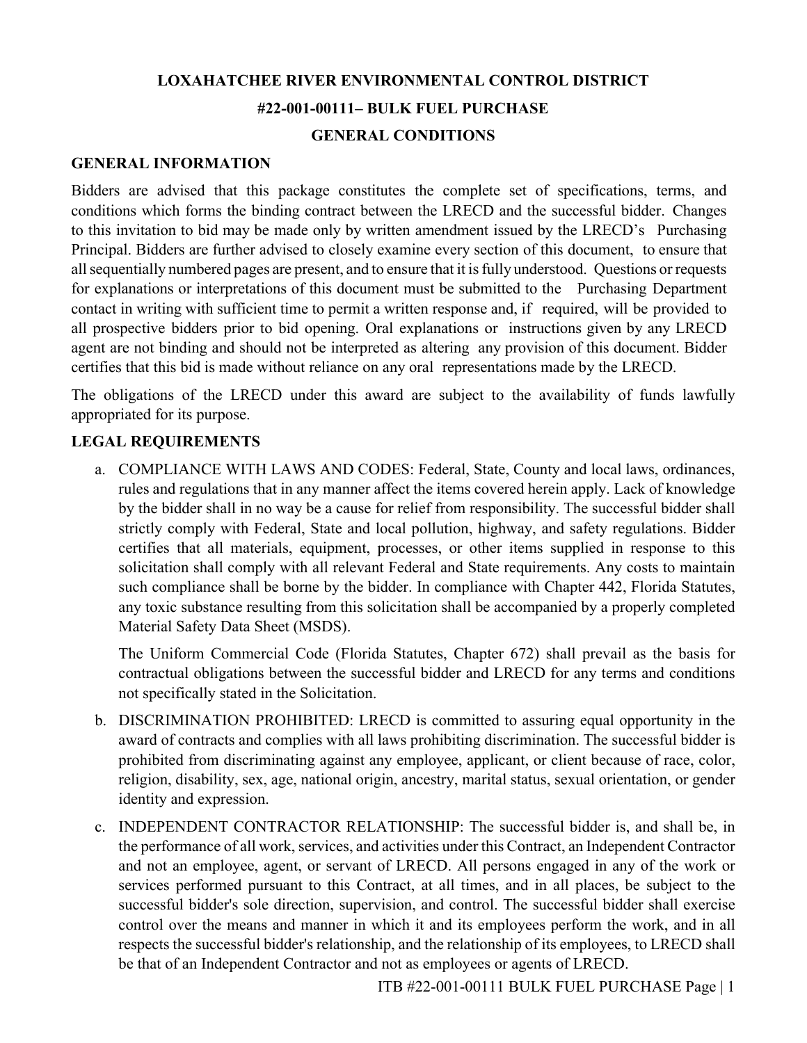# LOXAHATCHEE RIVER ENVIRONMENTAL CONTROL DISTRICT

# #22-001-00111– BULK FUEL PURCHASE

# GENERAL CONDITIONS

## GENERAL INFORMATION

Bidders are advised that this package constitutes the complete set of specifications, terms, and conditions which forms the binding contract between the LRECD and the successful bidder. Changes to this invitation to bid may be made only by written amendment issued by the LRECD's Purchasing Principal. Bidders are further advised to closely examine every section of this document, to ensure that all sequentially numbered pages are present, and to ensure that it is fully understood. Questions or requests for explanations or interpretations of this document must be submitted to the Purchasing Department contact in writing with sufficient time to permit a written response and, if required, will be provided to all prospective bidders prior to bid opening. Oral explanations or instructions given by any LRECD agent are not binding and should not be interpreted as altering any provision of this document. Bidder certifies that this bid is made without reliance on any oral representations made by the LRECD.

The obligations of the LRECD under this award are subject to the availability of funds lawfully appropriated for its purpose.

## LEGAL REQUIREMENTS

a. COMPLIANCE WITH LAWS AND CODES: Federal, State, County and local laws, ordinances, rules and regulations that in any manner affect the items covered herein apply. Lack of knowledge by the bidder shall in no way be a cause for relief from responsibility. The successful bidder shall strictly comply with Federal, State and local pollution, highway, and safety regulations. Bidder certifies that all materials, equipment, processes, or other items supplied in response to this solicitation shall comply with all relevant Federal and State requirements. Any costs to maintain such compliance shall be borne by the bidder. In compliance with Chapter 442, Florida Statutes, any toxic substance resulting from this solicitation shall be accompanied by a properly completed Material Safety Data Sheet (MSDS).

   The Uniform Commercial Code (Florida Statutes, Chapter 672) shall prevail as the basis for contractual obligations between the successful bidder and LRECD for any terms and conditions not specifically stated in the Solicitation.

b. DISCRIMINATION PROHIBITED: LRECD is committed to assuring equal opportunity in the award of contracts and complies with all laws prohibiting discrimination. The successful bidder is prohibited from discriminating against any employee, applicant, or client because of race, color, religion, disability, sex, age, national origin, ancestry, marital status, sexual orientation, or gender identity and expression.

c. INDEPENDENT CONTRACTOR RELATIONSHIP: The successful bidder is, and shall be, in the performance of all work, services, and activities under this Contract, an Independent Contractor and not an employee, agent, or servant of LRECD. All persons engaged in any of the work or services performed pursuant to this Contract, at all times, and in all places, be subject to the successful bidder's sole direction, supervision, and control. The successful bidder shall exercise control over the means and manner in which it and its employees perform the work, and in all respects the successful bidder's relationship, and the relationship of its employees, to LRECD shall be that of an Independent Contractor and not as employees or agents of LRECD.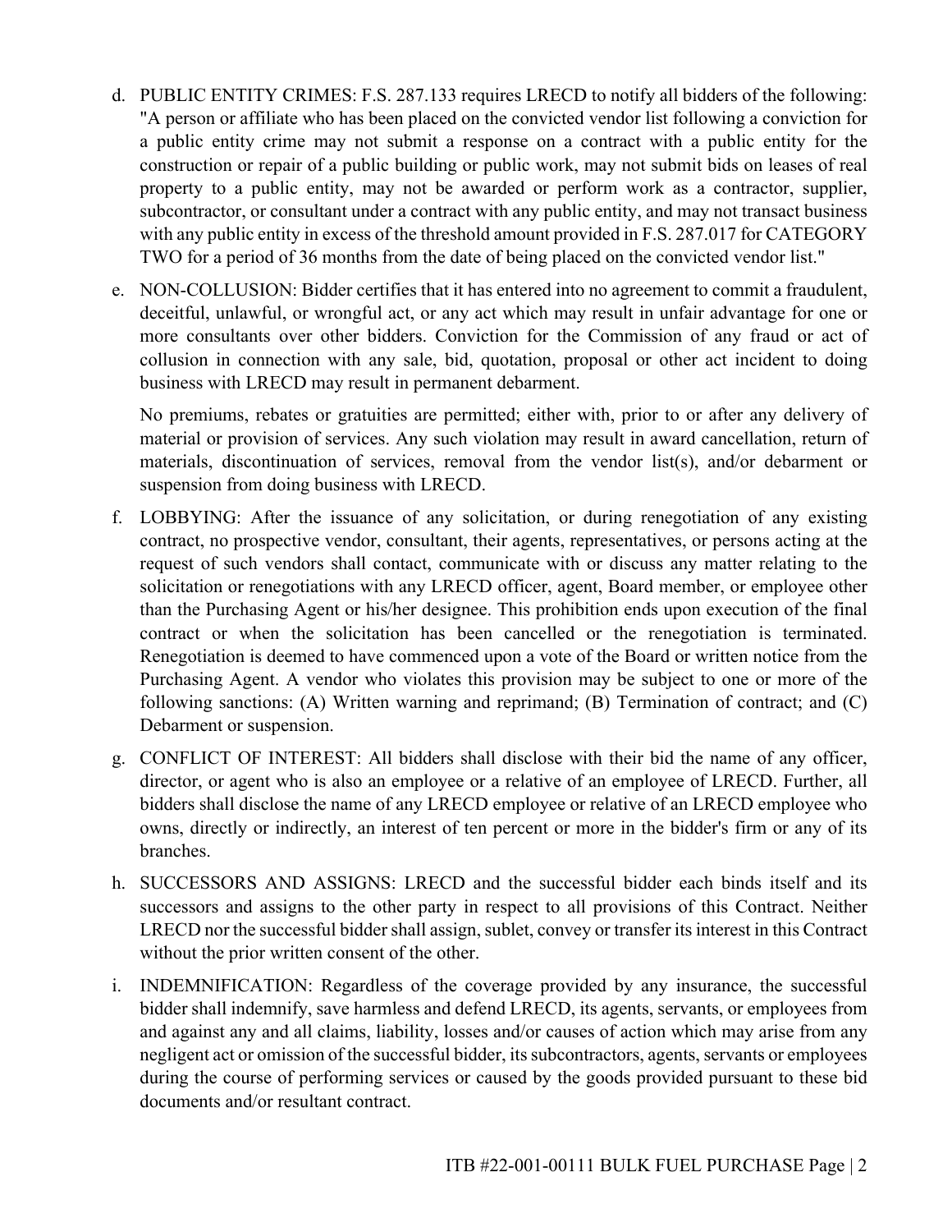d. PUBLIC ENTITY CRIMES: F.S. 287.133 requires LRECD to notify all bidders of the following: "A person or affiliate who has been placed on the convicted vendor list following a conviction for a public entity crime may not submit a response on a contract with a public entity for the construction or repair of a public building or public work, may not submit bids on leases of real property to a public entity, may not be awarded or perform work as a contractor, supplier, subcontractor, or consultant under a contract with any public entity, and may not transact business with any public entity in excess of the threshold amount provided in F.S. 287.017 for CATEGORY TWO for a period of 36 months from the date of being placed on the convicted vendor list."

e. NON-COLLUSION: Bidder certifies that it has entered into no agreement to commit a fraudulent, deceitful, unlawful, or wrongful act, or any act which may result in unfair advantage for one or more consultants over other bidders. Conviction for the Commission of any fraud or act of collusion in connection with any sale, bid, quotation, proposal or other act incident to doing business with LRECD may result in permanent debarment.

   No premiums, rebates or gratuities are permitted; either with, prior to or after any delivery of material or provision of services. Any such violation may result in award cancellation, return of materials, discontinuation of services, removal from the vendor list(s), and/or debarment or suspension from doing business with LRECD.

f. LOBBYING: After the issuance of any solicitation, or during renegotiation of any existing contract, no prospective vendor, consultant, their agents, representatives, or persons acting at the request of such vendors shall contact, communicate with or discuss any matter relating to the solicitation or renegotiations with any LRECD officer, agent, Board member, or employee other than the Purchasing Agent or his/her designee. This prohibition ends upon execution of the final contract or when the solicitation has been cancelled or the renegotiation is terminated. Renegotiation is deemed to have commenced upon a vote of the Board or written notice from the Purchasing Agent. A vendor who violates this provision may be subject to one or more of the following sanctions: (A) Written warning and reprimand; (B) Termination of contract; and (C) Debarment or suspension.

g. CONFLICT OF INTEREST: All bidders shall disclose with their bid the name of any officer, director, or agent who is also an employee or a relative of an employee of LRECD. Further, all bidders shall disclose the name of any LRECD employee or relative of an LRECD employee who owns, directly or indirectly, an interest of ten percent or more in the bidder's firm or any of its branches.

h. SUCCESSORS AND ASSIGNS: LRECD and the successful bidder each binds itself and its successors and assigns to the other party in respect to all provisions of this Contract. Neither LRECD nor the successful bidder shall assign, sublet, convey or transfer its interest in this Contract without the prior written consent of the other.

i. INDEMNIFICATION: Regardless of the coverage provided by any insurance, the successful bidder shall indemnify, save harmless and defend LRECD, its agents, servants, or employees from and against any and all claims, liability, losses and/or causes of action which may arise from any negligent act or omission of the successful bidder, its subcontractors, agents, servants or employees during the course of performing services or caused by the goods provided pursuant to these bid documents and/or resultant contract.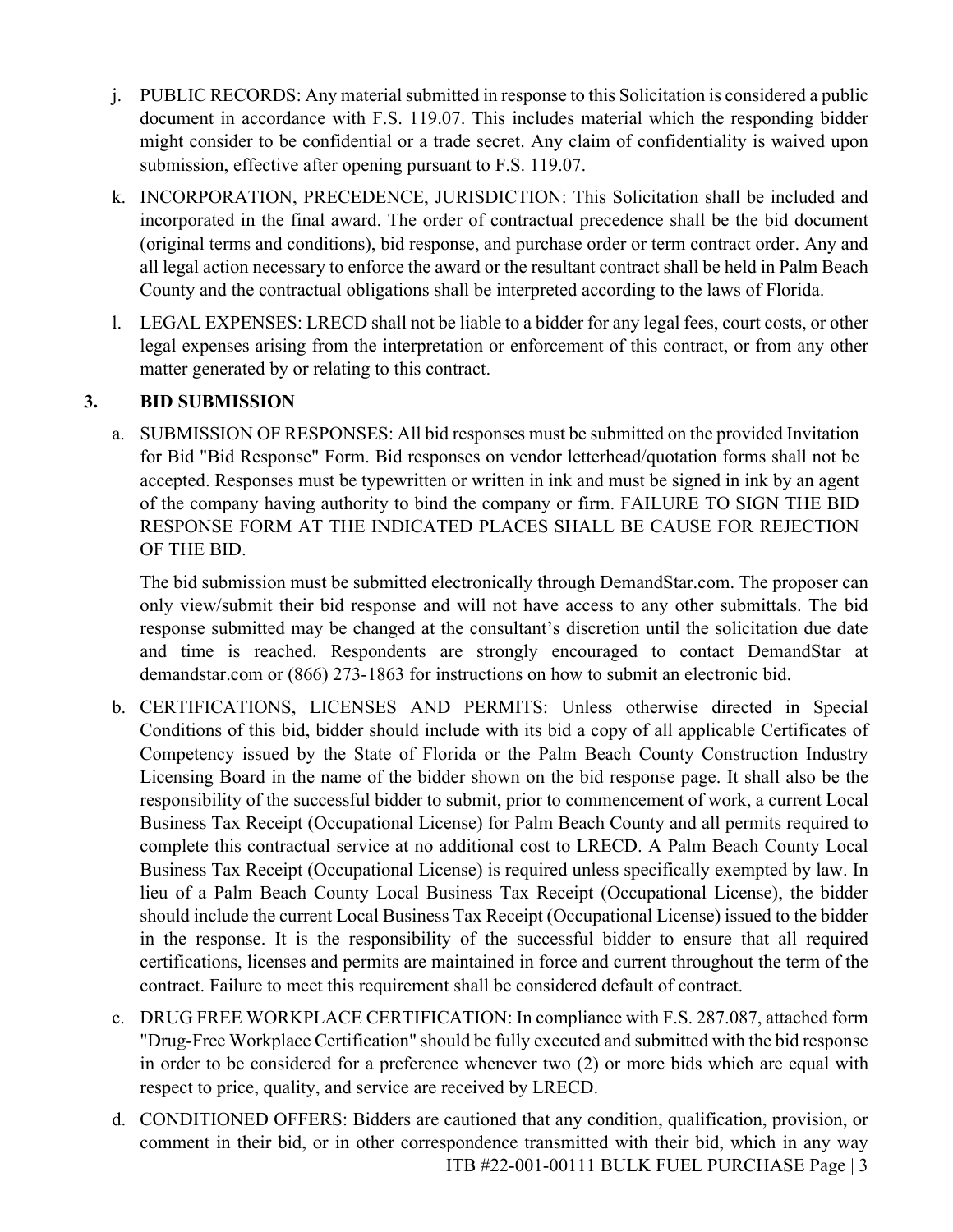j. PUBLIC RECORDS: Any material submitted in response to this Solicitation is considered a public document in accordance with F.S. 119.07. This includes material which the responding bidder might consider to be confidential or a trade secret. Any claim of confidentiality is waived upon submission, effective after opening pursuant to F.S. 119.07.

k. INCORPORATION, PRECEDENCE, JURISDICTION: This Solicitation shall be included and incorporated in the final award. The order of contractual precedence shall be the bid document (original terms and conditions), bid response, and purchase order or term contract order. Any and all legal action necessary to enforce the award or the resultant contract shall be held in Palm Beach County and the contractual obligations shall be interpreted according to the laws of Florida.

l. LEGAL EXPENSES: LRECD shall not be liable to a bidder for any legal fees, court costs, or other legal expenses arising from the interpretation or enforcement of this contract, or from any other matter generated by or relating to this contract.

## 3. BID SUBMISSION

a. SUBMISSION OF RESPONSES: All bid responses must be submitted on the provided Invitation for Bid "Bid Response" Form. Bid responses on vendor letterhead/quotation forms shall not be accepted. Responses must be typewritten or written in ink and must be signed in ink by an agent of the company having authority to bind the company or firm. FAILURE TO SIGN THE BID RESPONSE FORM AT THE INDICATED PLACES SHALL BE CAUSE FOR REJECTION OF THE BID.

The bid submission must be submitted electronically through DemandStar.com. The proposer can only view/submit their bid response and will not have access to any other submittals. The bid response submitted may be changed at the consultant's discretion until the solicitation due date and time is reached. Respondents are strongly encouraged to contact DemandStar at demandstar.com or (866) 273-1863 for instructions on how to submit an electronic bid.

b. CERTIFICATIONS, LICENSES AND PERMITS: Unless otherwise directed in Special Conditions of this bid, bidder should include with its bid a copy of all applicable Certificates of Competency issued by the State of Florida or the Palm Beach County Construction Industry Licensing Board in the name of the bidder shown on the bid response page. It shall also be the responsibility of the successful bidder to submit, prior to commencement of work, a current Local Business Tax Receipt (Occupational License) for Palm Beach County and all permits required to complete this contractual service at no additional cost to LRECD. A Palm Beach County Local Business Tax Receipt (Occupational License) is required unless specifically exempted by law. In lieu of a Palm Beach County Local Business Tax Receipt (Occupational License), the bidder should include the current Local Business Tax Receipt (Occupational License) issued to the bidder in the response. It is the responsibility of the successful bidder to ensure that all required certifications, licenses and permits are maintained in force and current throughout the term of the contract. Failure to meet this requirement shall be considered default of contract.

c. DRUG FREE WORKPLACE CERTIFICATION: In compliance with F.S. 287.087, attached form "Drug-Free Workplace Certification" should be fully executed and submitted with the bid response in order to be considered for a preference whenever two (2) or more bids which are equal with respect to price, quality, and service are received by LRECD.

d. CONDITIONED OFFERS: Bidders are cautioned that any condition, qualification, provision, or comment in their bid, or in other correspondence transmitted with their bid, which in any way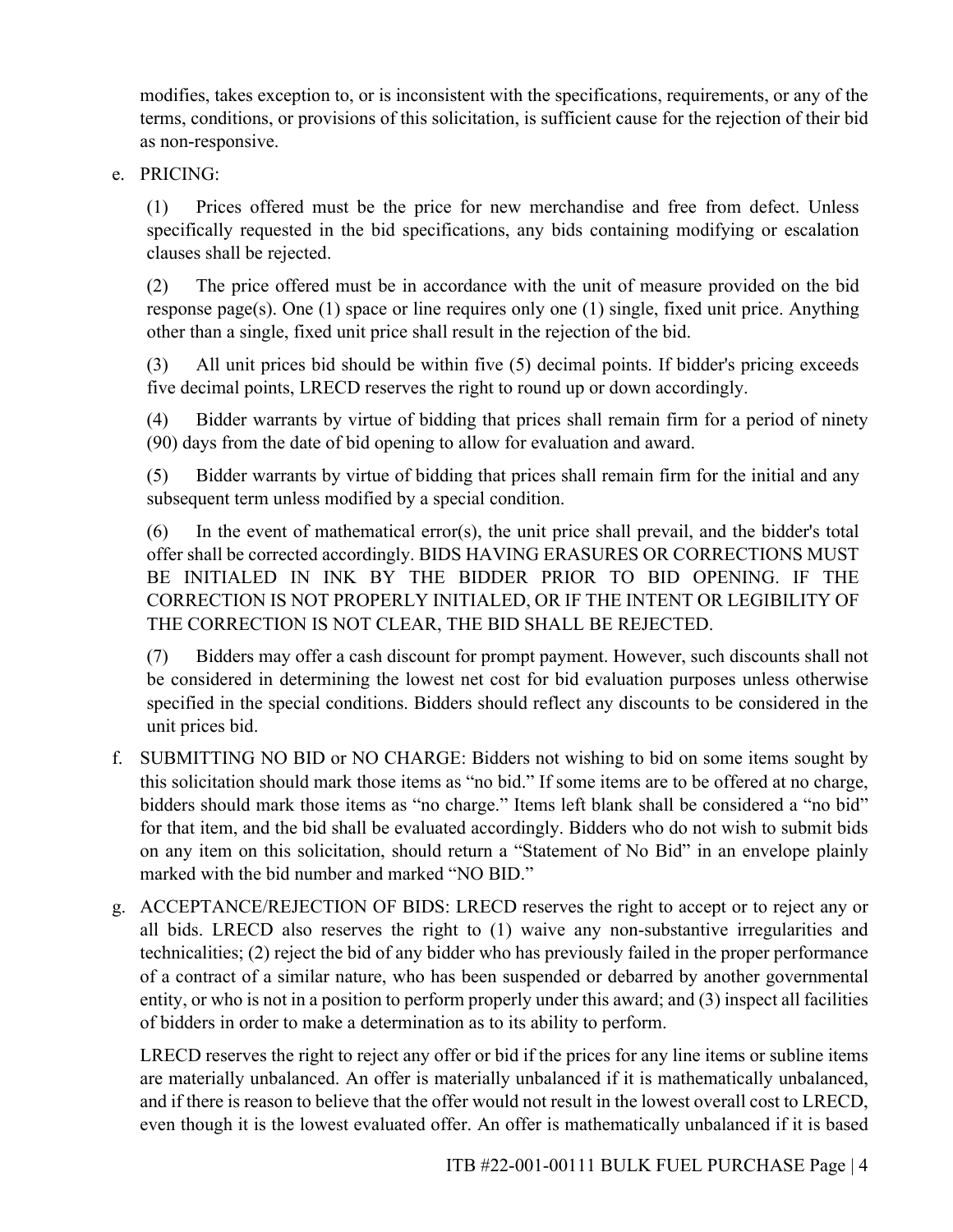modifies, takes exception to, or is inconsistent with the specifications, requirements, or any of the terms, conditions, or provisions of this solicitation, is sufficient cause for the rejection of their bid as non-responsive.

e. PRICING:

(1) Prices offered must be the price for new merchandise and free from defect. Unless specifically requested in the bid specifications, any bids containing modifying or escalation clauses shall be rejected.

(2) The price offered must be in accordance with the unit of measure provided on the bid response page(s). One (1) space or line requires only one (1) single, fixed unit price. Anything other than a single, fixed unit price shall result in the rejection of the bid.

(3) All unit prices bid should be within five (5) decimal points. If bidder's pricing exceeds five decimal points, LRECD reserves the right to round up or down accordingly.

(4) Bidder warrants by virtue of bidding that prices shall remain firm for a period of ninety (90) days from the date of bid opening to allow for evaluation and award.

(5) Bidder warrants by virtue of bidding that prices shall remain firm for the initial and any subsequent term unless modified by a special condition.

(6) In the event of mathematical error(s), the unit price shall prevail, and the bidder's total offer shall be corrected accordingly. BIDS HAVING ERASURES OR CORRECTIONS MUST BE INITIALED IN INK BY THE BIDDER PRIOR TO BID OPENING. IF THE CORRECTION IS NOT PROPERLY INITIALED, OR IF THE INTENT OR LEGIBILITY OF THE CORRECTION IS NOT CLEAR, THE BID SHALL BE REJECTED.

(7) Bidders may offer a cash discount for prompt payment. However, such discounts shall not be considered in determining the lowest net cost for bid evaluation purposes unless otherwise specified in the special conditions. Bidders should reflect any discounts to be considered in the unit prices bid.

f. SUBMITTING NO BID or NO CHARGE: Bidders not wishing to bid on some items sought by this solicitation should mark those items as "no bid." If some items are to be offered at no charge, bidders should mark those items as "no charge." Items left blank shall be considered a "no bid" for that item, and the bid shall be evaluated accordingly. Bidders who do not wish to submit bids on any item on this solicitation, should return a "Statement of No Bid" in an envelope plainly marked with the bid number and marked "NO BID."

g. ACCEPTANCE/REJECTION OF BIDS: LRECD reserves the right to accept or to reject any or all bids. LRECD also reserves the right to (1) waive any non-substantive irregularities and technicalities; (2) reject the bid of any bidder who has previously failed in the proper performance of a contract of a similar nature, who has been suspended or debarred by another governmental entity, or who is not in a position to perform properly under this award; and (3) inspect all facilities of bidders in order to make a determination as to its ability to perform.

LRECD reserves the right to reject any offer or bid if the prices for any line items or subline items are materially unbalanced. An offer is materially unbalanced if it is mathematically unbalanced, and if there is reason to believe that the offer would not result in the lowest overall cost to LRECD, even though it is the lowest evaluated offer. An offer is mathematically unbalanced if it is based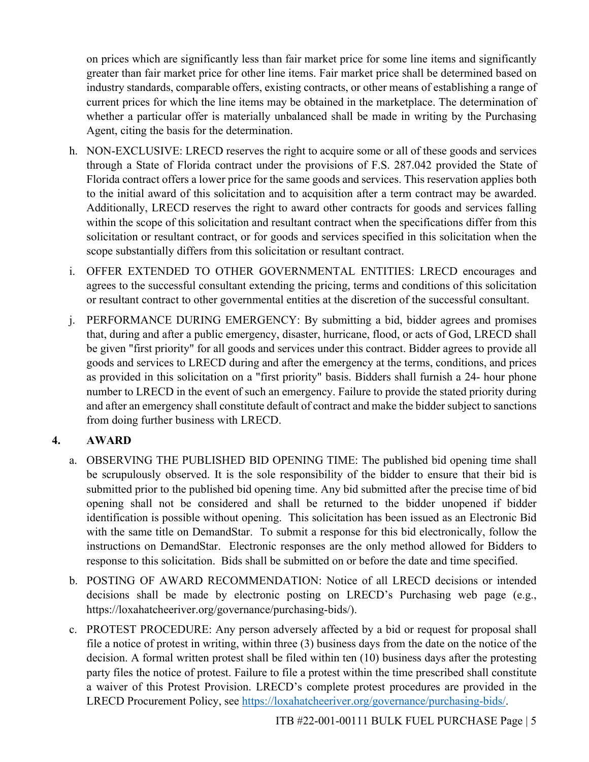on prices which are significantly less than fair market price for some line items and significantly greater than fair market price for other line items. Fair market price shall be determined based on industry standards, comparable offers, existing contracts, or other means of establishing a range of current prices for which the line items may be obtained in the marketplace. The determination of whether a particular offer is materially unbalanced shall be made in writing by the Purchasing Agent, citing the basis for the determination.

h. NON-EXCLUSIVE: LRECD reserves the right to acquire some or all of these goods and services through a State of Florida contract under the provisions of F.S. 287.042 provided the State of Florida contract offers a lower price for the same goods and services. This reservation applies both to the initial award of this solicitation and to acquisition after a term contract may be awarded. Additionally, LRECD reserves the right to award other contracts for goods and services falling within the scope of this solicitation and resultant contract when the specifications differ from this solicitation or resultant contract, or for goods and services specified in this solicitation when the scope substantially differs from this solicitation or resultant contract.

i. OFFER EXTENDED TO OTHER GOVERNMENTAL ENTITIES: LRECD encourages and agrees to the successful consultant extending the pricing, terms and conditions of this solicitation or resultant contract to other governmental entities at the discretion of the successful consultant.

j. PERFORMANCE DURING EMERGENCY: By submitting a bid, bidder agrees and promises that, during and after a public emergency, disaster, hurricane, flood, or acts of God, LRECD shall be given "first priority" for all goods and services under this contract. Bidder agrees to provide all goods and services to LRECD during and after the emergency at the terms, conditions, and prices as provided in this solicitation on a "first priority" basis. Bidders shall furnish a 24- hour phone number to LRECD in the event of such an emergency. Failure to provide the stated priority during and after an emergency shall constitute default of contract and make the bidder subject to sanctions from doing further business with LRECD.

## 4. AWARD

a. OBSERVING THE PUBLISHED BID OPENING TIME: The published bid opening time shall be scrupulously observed. It is the sole responsibility of the bidder to ensure that their bid is submitted prior to the published bid opening time. Any bid submitted after the precise time of bid opening shall not be considered and shall be returned to the bidder unopened if bidder identification is possible without opening. This solicitation has been issued as an Electronic Bid with the same title on DemandStar. To submit a response for this bid electronically, follow the instructions on DemandStar. Electronic responses are the only method allowed for Bidders to response to this solicitation. Bids shall be submitted on or before the date and time specified.

b. POSTING OF AWARD RECOMMENDATION: Notice of all LRECD decisions or intended decisions shall be made by electronic posting on LRECD's Purchasing web page (e.g., https://loxahatcheeriver.org/governance/purchasing-bids/).

c. PROTEST PROCEDURE: Any person adversely affected by a bid or request for proposal shall file a notice of protest in writing, within three (3) business days from the date on the notice of the decision. A formal written protest shall be filed within ten (10) business days after the protesting party files the notice of protest. Failure to file a protest within the time prescribed shall constitute a waiver of this Protest Provision. LRECD's complete protest procedures are provided in the LRECD Procurement Policy, see https://loxahatcheeriver.org/governance/purchasing-bids/.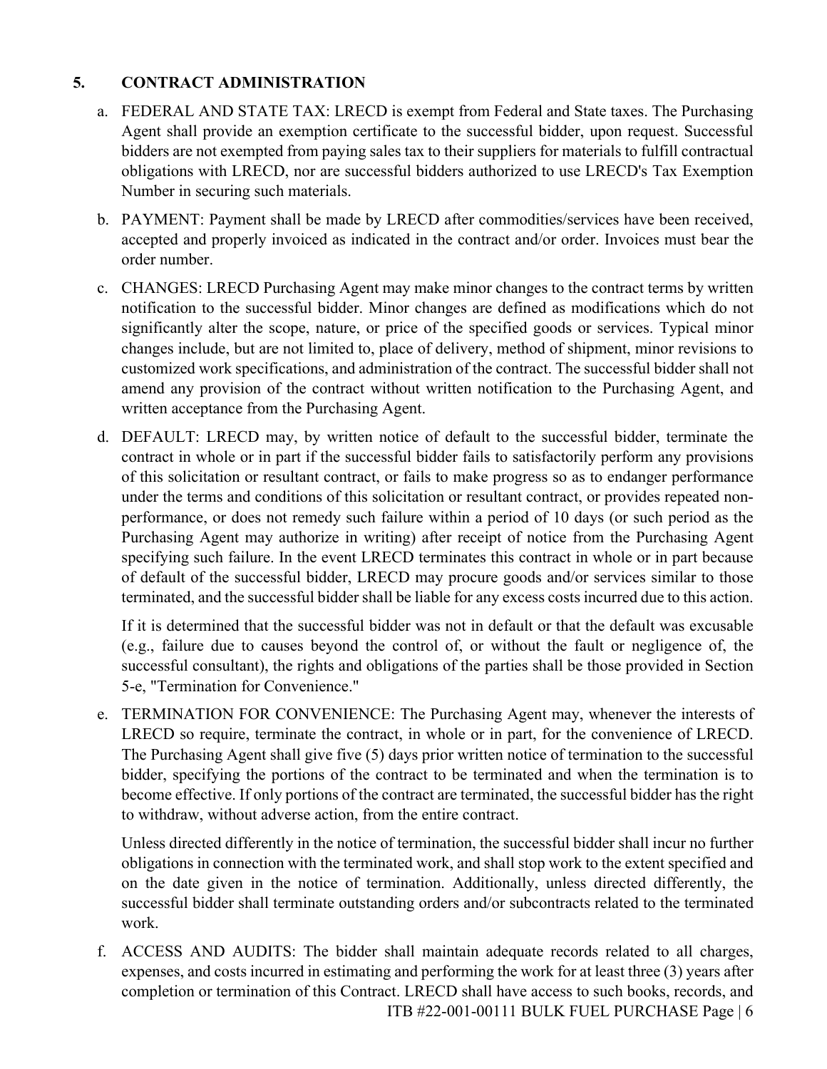## 5. CONTRACT ADMINISTRATION

a. FEDERAL AND STATE TAX: LRECD is exempt from Federal and State taxes. The Purchasing Agent shall provide an exemption certificate to the successful bidder, upon request. Successful bidders are not exempted from paying sales tax to their suppliers for materials to fulfill contractual obligations with LRECD, nor are successful bidders authorized to use LRECD's Tax Exemption Number in securing such materials.

b. PAYMENT: Payment shall be made by LRECD after commodities/services have been received, accepted and properly invoiced as indicated in the contract and/or order. Invoices must bear the order number.

c. CHANGES: LRECD Purchasing Agent may make minor changes to the contract terms by written notification to the successful bidder. Minor changes are defined as modifications which do not significantly alter the scope, nature, or price of the specified goods or services. Typical minor changes include, but are not limited to, place of delivery, method of shipment, minor revisions to customized work specifications, and administration of the contract. The successful bidder shall not amend any provision of the contract without written notification to the Purchasing Agent, and written acceptance from the Purchasing Agent.

d. DEFAULT: LRECD may, by written notice of default to the successful bidder, terminate the contract in whole or in part if the successful bidder fails to satisfactorily perform any provisions of this solicitation or resultant contract, or fails to make progress so as to endanger performance under the terms and conditions of this solicitation or resultant contract, or provides repeated non-performance, or does not remedy such failure within a period of 10 days (or such period as the Purchasing Agent may authorize in writing) after receipt of notice from the Purchasing Agent specifying such failure. In the event LRECD terminates this contract in whole or in part because of default of the successful bidder, LRECD may procure goods and/or services similar to those terminated, and the successful bidder shall be liable for any excess costs incurred due to this action.

   If it is determined that the successful bidder was not in default or that the default was excusable (e.g., failure due to causes beyond the control of, or without the fault or negligence of, the successful consultant), the rights and obligations of the parties shall be those provided in Section 5-e, "Termination for Convenience."

e. TERMINATION FOR CONVENIENCE: The Purchasing Agent may, whenever the interests of LRECD so require, terminate the contract, in whole or in part, for the convenience of LRECD. The Purchasing Agent shall give five (5) days prior written notice of termination to the successful bidder, specifying the portions of the contract to be terminated and when the termination is to become effective. If only portions of the contract are terminated, the successful bidder has the right to withdraw, without adverse action, from the entire contract.

   Unless directed differently in the notice of termination, the successful bidder shall incur no further obligations in connection with the terminated work, and shall stop work to the extent specified and on the date given in the notice of termination. Additionally, unless directed differently, the successful bidder shall terminate outstanding orders and/or subcontracts related to the terminated work.

f. ACCESS AND AUDITS: The bidder shall maintain adequate records related to all charges, expenses, and costs incurred in estimating and performing the work for at least three (3) years after completion or termination of this Contract. LRECD shall have access to such books, records, and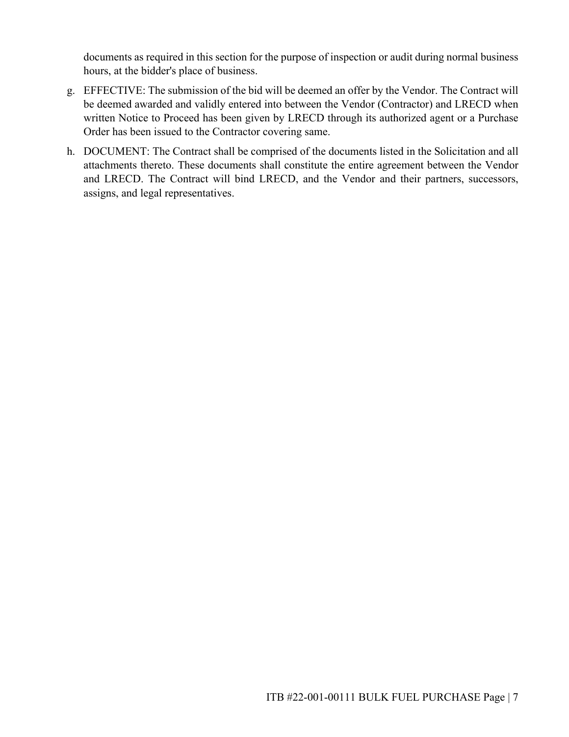documents as required in this section for the purpose of inspection or audit during normal business hours, at the bidder's place of business.

g. EFFECTIVE: The submission of the bid will be deemed an offer by the Vendor. The Contract will be deemed awarded and validly entered into between the Vendor (Contractor) and LRECD when written Notice to Proceed has been given by LRECD through its authorized agent or a Purchase Order has been issued to the Contractor covering same.

h. DOCUMENT: The Contract shall be comprised of the documents listed in the Solicitation and all attachments thereto. These documents shall constitute the entire agreement between the Vendor and LRECD. The Contract will bind LRECD, and the Vendor and their partners, successors, assigns, and legal representatives.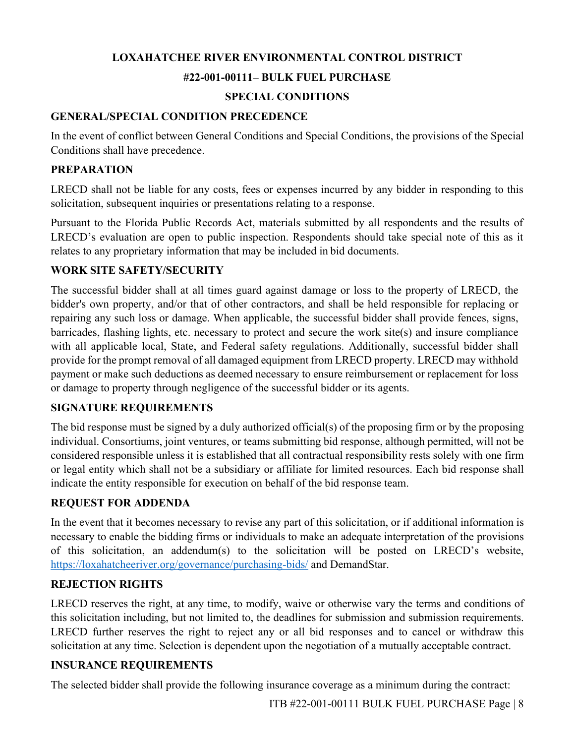**LOXAHATCHEE RIVER ENVIRONMENTAL CONTROL DISTRICT**

**#22-001-00111– BULK FUEL PURCHASE**

**SPECIAL CONDITIONS**

**GENERAL/SPECIAL CONDITION PRECEDENCE**

In the event of conflict between General Conditions and Special Conditions, the provisions of the Special Conditions shall have precedence.

**PREPARATION**

LRECD shall not be liable for any costs, fees or expenses incurred by any bidder in responding to this solicitation, subsequent inquiries or presentations relating to a response.

Pursuant to the Florida Public Records Act, materials submitted by all respondents and the results of LRECD's evaluation are open to public inspection. Respondents should take special note of this as it relates to any proprietary information that may be included in bid documents.

**WORK SITE SAFETY/SECURITY**

The successful bidder shall at all times guard against damage or loss to the property of LRECD, the bidder's own property, and/or that of other contractors, and shall be held responsible for replacing or repairing any such loss or damage. When applicable, the successful bidder shall provide fences, signs, barricades, flashing lights, etc. necessary to protect and secure the work site(s) and insure compliance with all applicable local, State, and Federal safety regulations. Additionally, successful bidder shall provide for the prompt removal of all damaged equipment from LRECD property. LRECD may withhold payment or make such deductions as deemed necessary to ensure reimbursement or replacement for loss or damage to property through negligence of the successful bidder or its agents.

**SIGNATURE REQUIREMENTS**

The bid response must be signed by a duly authorized official(s) of the proposing firm or by the proposing individual. Consortiums, joint ventures, or teams submitting bid response, although permitted, will not be considered responsible unless it is established that all contractual responsibility rests solely with one firm or legal entity which shall not be a subsidiary or affiliate for limited resources. Each bid response shall indicate the entity responsible for execution on behalf of the bid response team.

**REQUEST FOR ADDENDA**

In the event that it becomes necessary to revise any part of this solicitation, or if additional information is necessary to enable the bidding firms or individuals to make an adequate interpretation of the provisions of this solicitation, an addendum(s) to the solicitation will be posted on LRECD's website, https://loxahatcheeriver.org/governance/purchasing-bids/ and DemandStar.

**REJECTION RIGHTS**

LRECD reserves the right, at any time, to modify, waive or otherwise vary the terms and conditions of this solicitation including, but not limited to, the deadlines for submission and submission requirements. LRECD further reserves the right to reject any or all bid responses and to cancel or withdraw this solicitation at any time. Selection is dependent upon the negotiation of a mutually acceptable contract.

**INSURANCE REQUIREMENTS**

The selected bidder shall provide the following insurance coverage as a minimum during the contract: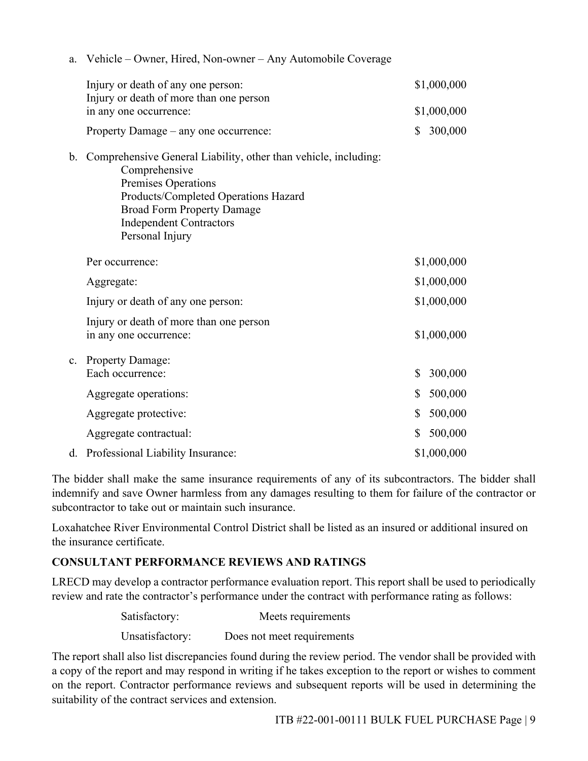a. Vehicle – Owner, Hired, Non-owner – Any Automobile Coverage

| | |
|---|---|
| Injury or death of any one person: | \$1,000,000 |
| Injury or death of more than one person in any one occurrence: | \$1,000,000 |
| Property Damage – any one occurrence: | \$ 300,000 |

b. Comprehensive General Liability, other than vehicle, including:
   - Comprehensive
   - Premises Operations
   - Products/Completed Operations Hazard
   - Broad Form Property Damage
   - Independent Contractors
   - Personal Injury

| | |
|---|---|
| Per occurrence: | \$1,000,000 |
| Aggregate: | \$1,000,000 |
| Injury or death of any one person: | \$1,000,000 |
| Injury or death of more than one person in any one occurrence: | \$1,000,000 |

c. Property Damage:

| | |
|---|---|
| Each occurrence: | \$ 300,000 |
| Aggregate operations: | \$ 500,000 |
| Aggregate protective: | \$ 500,000 |
| Aggregate contractual: | \$ 500,000 |

d. Professional Liability Insurance: \$1,000,000

The bidder shall make the same insurance requirements of any of its subcontractors. The bidder shall indemnify and save Owner harmless from any damages resulting to them for failure of the contractor or subcontractor to take out or maintain such insurance.

Loxahatchee River Environmental Control District shall be listed as an insured or additional insured on the insurance certificate.

**CONSULTANT PERFORMANCE REVIEWS AND RATINGS**

LRECD may develop a contractor performance evaluation report. This report shall be used to periodically review and rate the contractor's performance under the contract with performance rating as follows:

| | |
|---|---|
| Satisfactory: | Meets requirements |
| Unsatisfactory: | Does not meet requirements |

The report shall also list discrepancies found during the review period. The vendor shall be provided with a copy of the report and may respond in writing if he takes exception to the report or wishes to comment on the report. Contractor performance reviews and subsequent reports will be used in determining the suitability of the contract services and extension.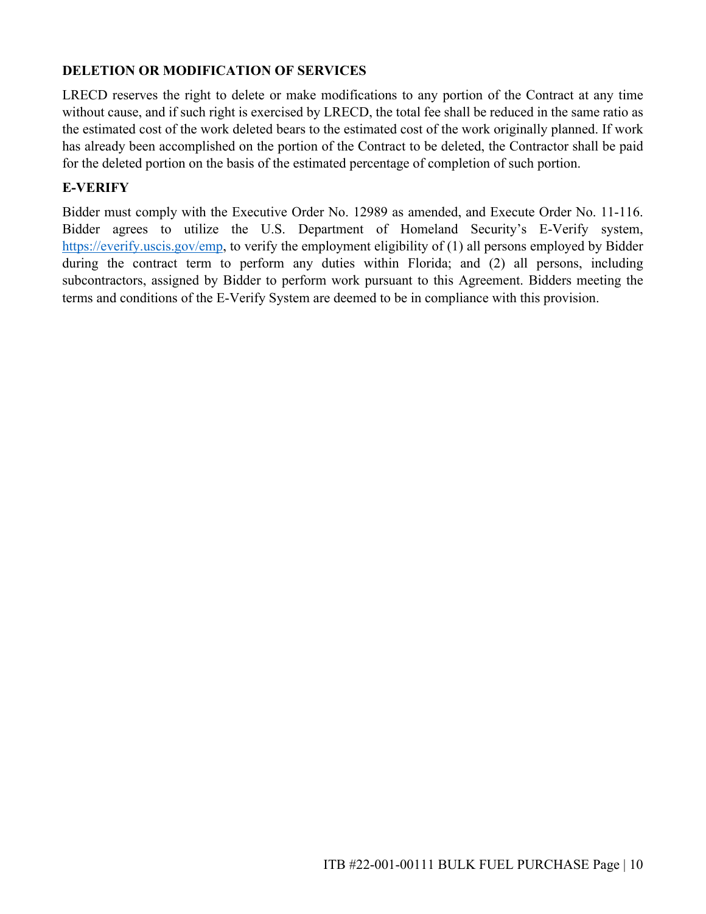**DELETION OR MODIFICATION OF SERVICES**

LRECD reserves the right to delete or make modifications to any portion of the Contract at any time without cause, and if such right is exercised by LRECD, the total fee shall be reduced in the same ratio as the estimated cost of the work deleted bears to the estimated cost of the work originally planned. If work has already been accomplished on the portion of the Contract to be deleted, the Contractor shall be paid for the deleted portion on the basis of the estimated percentage of completion of such portion.

**E-VERIFY**

Bidder must comply with the Executive Order No. 12989 as amended, and Execute Order No. 11-116. Bidder agrees to utilize the U.S. Department of Homeland Security's E-Verify system, https://everify.uscis.gov/emp, to verify the employment eligibility of (1) all persons employed by Bidder during the contract term to perform any duties within Florida; and (2) all persons, including subcontractors, assigned by Bidder to perform work pursuant to this Agreement. Bidders meeting the terms and conditions of the E-Verify System are deemed to be in compliance with this provision.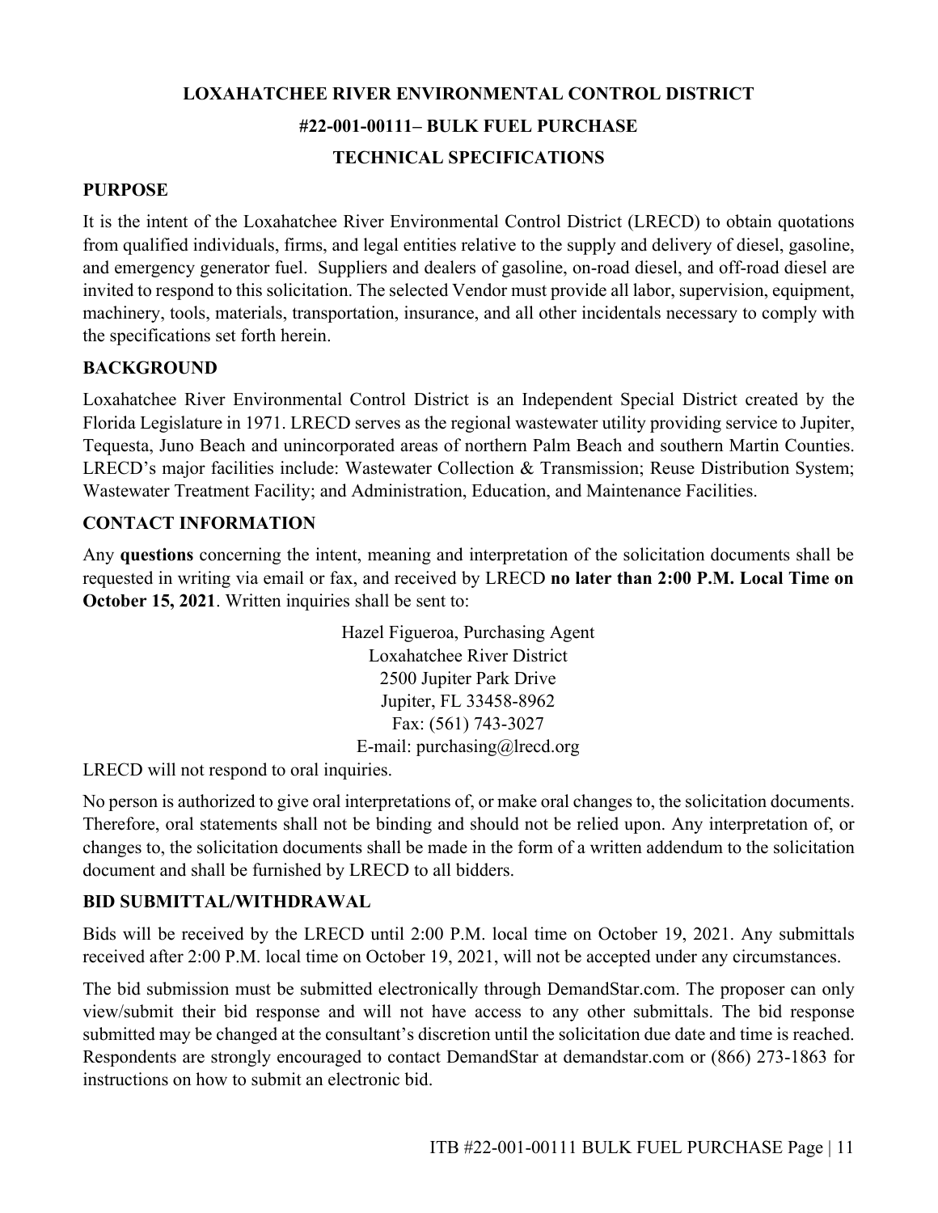# LOXAHATCHEE RIVER ENVIRONMENTAL CONTROL DISTRICT

# #22-001-00111– BULK FUEL PURCHASE

# TECHNICAL SPECIFICATIONS

## PURPOSE

It is the intent of the Loxahatchee River Environmental Control District (LRECD) to obtain quotations from qualified individuals, firms, and legal entities relative to the supply and delivery of diesel, gasoline, and emergency generator fuel. Suppliers and dealers of gasoline, on-road diesel, and off-road diesel are invited to respond to this solicitation. The selected Vendor must provide all labor, supervision, equipment, machinery, tools, materials, transportation, insurance, and all other incidentals necessary to comply with the specifications set forth herein.

## BACKGROUND

Loxahatchee River Environmental Control District is an Independent Special District created by the Florida Legislature in 1971. LRECD serves as the regional wastewater utility providing service to Jupiter, Tequesta, Juno Beach and unincorporated areas of northern Palm Beach and southern Martin Counties. LRECD's major facilities include: Wastewater Collection & Transmission; Reuse Distribution System; Wastewater Treatment Facility; and Administration, Education, and Maintenance Facilities.

## CONTACT INFORMATION

Any **questions** concerning the intent, meaning and interpretation of the solicitation documents shall be requested in writing via email or fax, and received by LRECD **no later than 2:00 P.M. Local Time on October 15, 2021**. Written inquiries shall be sent to:

Hazel Figueroa, Purchasing Agent
Loxahatchee River District
2500 Jupiter Park Drive
Jupiter, FL 33458-8962
Fax: (561) 743-3027
E-mail: purchasing@lrecd.org

LRECD will not respond to oral inquiries.

No person is authorized to give oral interpretations of, or make oral changes to, the solicitation documents. Therefore, oral statements shall not be binding and should not be relied upon. Any interpretation of, or changes to, the solicitation documents shall be made in the form of a written addendum to the solicitation document and shall be furnished by LRECD to all bidders.

## BID SUBMITTAL/WITHDRAWAL

Bids will be received by the LRECD until 2:00 P.M. local time on October 19, 2021. Any submittals received after 2:00 P.M. local time on October 19, 2021, will not be accepted under any circumstances.

The bid submission must be submitted electronically through DemandStar.com. The proposer can only view/submit their bid response and will not have access to any other submittals. The bid response submitted may be changed at the consultant's discretion until the solicitation due date and time is reached. Respondents are strongly encouraged to contact DemandStar at demandstar.com or (866) 273-1863 for instructions on how to submit an electronic bid.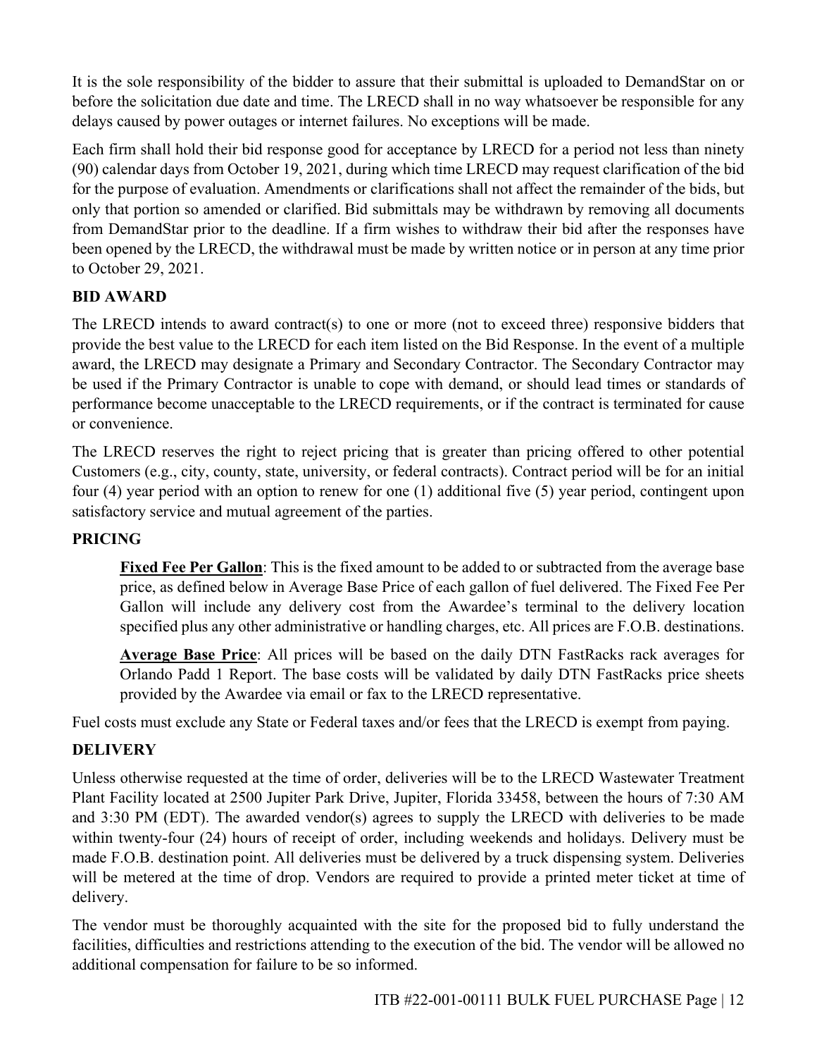It is the sole responsibility of the bidder to assure that their submittal is uploaded to DemandStar on or before the solicitation due date and time. The LRECD shall in no way whatsoever be responsible for any delays caused by power outages or internet failures. No exceptions will be made.

Each firm shall hold their bid response good for acceptance by LRECD for a period not less than ninety (90) calendar days from October 19, 2021, during which time LRECD may request clarification of the bid for the purpose of evaluation. Amendments or clarifications shall not affect the remainder of the bids, but only that portion so amended or clarified. Bid submittals may be withdrawn by removing all documents from DemandStar prior to the deadline. If a firm wishes to withdraw their bid after the responses have been opened by the LRECD, the withdrawal must be made by written notice or in person at any time prior to October 29, 2021.

**BID AWARD**

The LRECD intends to award contract(s) to one or more (not to exceed three) responsive bidders that provide the best value to the LRECD for each item listed on the Bid Response. In the event of a multiple award, the LRECD may designate a Primary and Secondary Contractor. The Secondary Contractor may be used if the Primary Contractor is unable to cope with demand, or should lead times or standards of performance become unacceptable to the LRECD requirements, or if the contract is terminated for cause or convenience.

The LRECD reserves the right to reject pricing that is greater than pricing offered to other potential Customers (e.g., city, county, state, university, or federal contracts). Contract period will be for an initial four (4) year period with an option to renew for one (1) additional five (5) year period, contingent upon satisfactory service and mutual agreement of the parties.

**PRICING**

> **<u>Fixed Fee Per Gallon</u>**: This is the fixed amount to be added to or subtracted from the average base price, as defined below in Average Base Price of each gallon of fuel delivered. The Fixed Fee Per Gallon will include any delivery cost from the Awardee's terminal to the delivery location specified plus any other administrative or handling charges, etc. All prices are F.O.B. destinations.
>
> **<u>Average Base Price</u>**: All prices will be based on the daily DTN FastRacks rack averages for Orlando Padd 1 Report. The base costs will be validated by daily DTN FastRacks price sheets provided by the Awardee via email or fax to the LRECD representative.

Fuel costs must exclude any State or Federal taxes and/or fees that the LRECD is exempt from paying.

**DELIVERY**

Unless otherwise requested at the time of order, deliveries will be to the LRECD Wastewater Treatment Plant Facility located at 2500 Jupiter Park Drive, Jupiter, Florida 33458, between the hours of 7:30 AM and 3:30 PM (EDT). The awarded vendor(s) agrees to supply the LRECD with deliveries to be made within twenty-four (24) hours of receipt of order, including weekends and holidays. Delivery must be made F.O.B. destination point. All deliveries must be delivered by a truck dispensing system. Deliveries will be metered at the time of drop. Vendors are required to provide a printed meter ticket at time of delivery.

The vendor must be thoroughly acquainted with the site for the proposed bid to fully understand the facilities, difficulties and restrictions attending to the execution of the bid. The vendor will be allowed no additional compensation for failure to be so informed.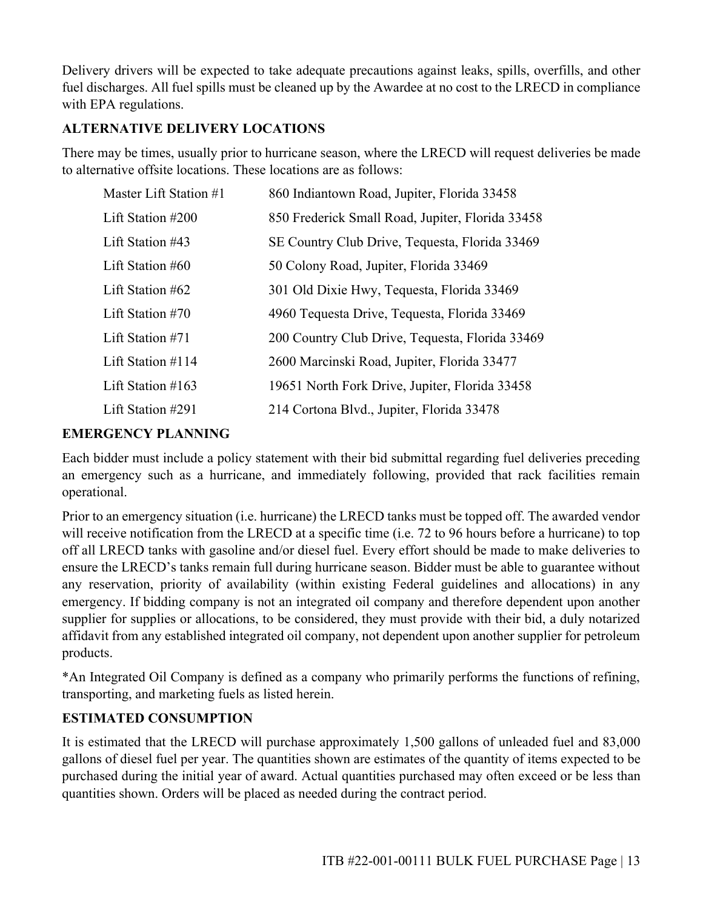Delivery drivers will be expected to take adequate precautions against leaks, spills, overfills, and other fuel discharges. All fuel spills must be cleaned up by the Awardee at no cost to the LRECD in compliance with EPA regulations.

## ALTERNATIVE DELIVERY LOCATIONS

There may be times, usually prior to hurricane season, where the LRECD will request deliveries be made to alternative offsite locations. These locations are as follows:

| | |
|---|---|
| Master Lift Station #1 | 860 Indiantown Road, Jupiter, Florida 33458 |
| Lift Station #200 | 850 Frederick Small Road, Jupiter, Florida 33458 |
| Lift Station #43 | SE Country Club Drive, Tequesta, Florida 33469 |
| Lift Station #60 | 50 Colony Road, Jupiter, Florida 33469 |
| Lift Station #62 | 301 Old Dixie Hwy, Tequesta, Florida 33469 |
| Lift Station #70 | 4960 Tequesta Drive, Tequesta, Florida 33469 |
| Lift Station #71 | 200 Country Club Drive, Tequesta, Florida 33469 |
| Lift Station #114 | 2600 Marcinski Road, Jupiter, Florida 33477 |
| Lift Station #163 | 19651 North Fork Drive, Jupiter, Florida 33458 |
| Lift Station #291 | 214 Cortona Blvd., Jupiter, Florida 33478 |

## EMERGENCY PLANNING

Each bidder must include a policy statement with their bid submittal regarding fuel deliveries preceding an emergency such as a hurricane, and immediately following, provided that rack facilities remain operational.

Prior to an emergency situation (i.e. hurricane) the LRECD tanks must be topped off. The awarded vendor will receive notification from the LRECD at a specific time (i.e. 72 to 96 hours before a hurricane) to top off all LRECD tanks with gasoline and/or diesel fuel. Every effort should be made to make deliveries to ensure the LRECD's tanks remain full during hurricane season. Bidder must be able to guarantee without any reservation, priority of availability (within existing Federal guidelines and allocations) in any emergency. If bidding company is not an integrated oil company and therefore dependent upon another supplier for supplies or allocations, to be considered, they must provide with their bid, a duly notarized affidavit from any established integrated oil company, not dependent upon another supplier for petroleum products.

*An Integrated Oil Company is defined as a company who primarily performs the functions of refining, transporting, and marketing fuels as listed herein.

## ESTIMATED CONSUMPTION

It is estimated that the LRECD will purchase approximately 1,500 gallons of unleaded fuel and 83,000 gallons of diesel fuel per year. The quantities shown are estimates of the quantity of items expected to be purchased during the initial year of award. Actual quantities purchased may often exceed or be less than quantities shown. Orders will be placed as needed during the contract period.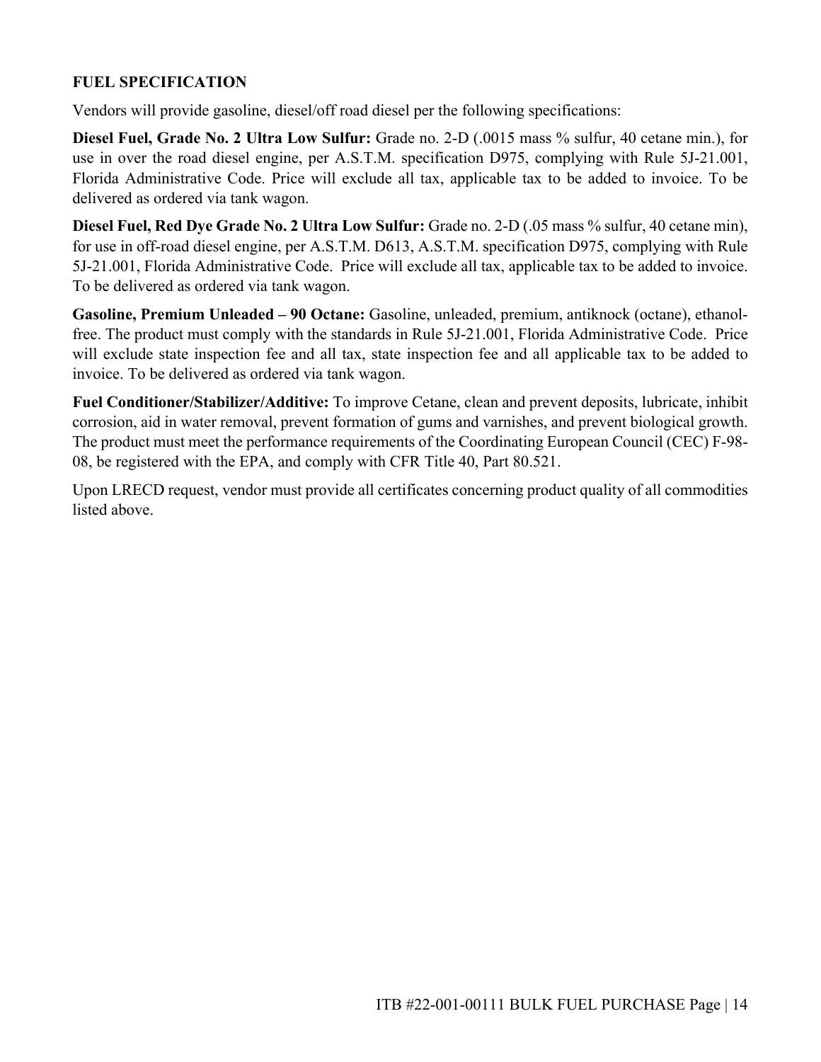## FUEL SPECIFICATION

Vendors will provide gasoline, diesel/off road diesel per the following specifications:

**Diesel Fuel, Grade No. 2 Ultra Low Sulfur:** Grade no. 2-D (.0015 mass % sulfur, 40 cetane min.), for use in over the road diesel engine, per A.S.T.M. specification D975, complying with Rule 5J-21.001, Florida Administrative Code. Price will exclude all tax, applicable tax to be added to invoice. To be delivered as ordered via tank wagon.

**Diesel Fuel, Red Dye Grade No. 2 Ultra Low Sulfur:** Grade no. 2-D (.05 mass % sulfur, 40 cetane min), for use in off-road diesel engine, per A.S.T.M. D613, A.S.T.M. specification D975, complying with Rule 5J-21.001, Florida Administrative Code. Price will exclude all tax, applicable tax to be added to invoice. To be delivered as ordered via tank wagon.

**Gasoline, Premium Unleaded – 90 Octane:** Gasoline, unleaded, premium, antiknock (octane), ethanol-free. The product must comply with the standards in Rule 5J-21.001, Florida Administrative Code. Price will exclude state inspection fee and all tax, state inspection fee and all applicable tax to be added to invoice. To be delivered as ordered via tank wagon.

**Fuel Conditioner/Stabilizer/Additive:** To improve Cetane, clean and prevent deposits, lubricate, inhibit corrosion, aid in water removal, prevent formation of gums and varnishes, and prevent biological growth. The product must meet the performance requirements of the Coordinating European Council (CEC) F-98-08, be registered with the EPA, and comply with CFR Title 40, Part 80.521.

Upon LRECD request, vendor must provide all certificates concerning product quality of all commodities listed above.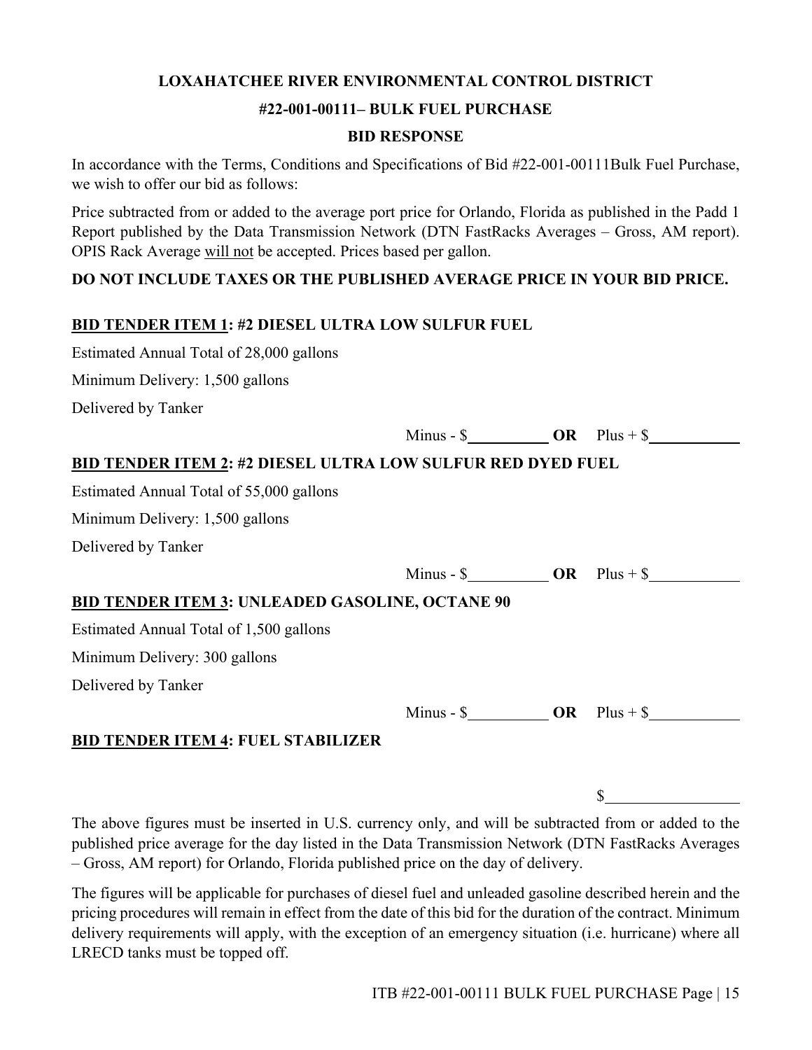**LOXAHATCHEE RIVER ENVIRONMENTAL CONTROL DISTRICT**

**#22-001-00111– BULK FUEL PURCHASE**

**BID RESPONSE**

In accordance with the Terms, Conditions and Specifications of Bid #22-001-00111Bulk Fuel Purchase, we wish to offer our bid as follows:

Price subtracted from or added to the average port price for Orlando, Florida as published in the Padd 1 Report published by the Data Transmission Network (DTN FastRacks Averages – Gross, AM report). OPIS Rack Average <u>will not</u> be accepted. Prices based per gallon.

**DO NOT INCLUDE TAXES OR THE PUBLISHED AVERAGE PRICE IN YOUR BID PRICE.**

**<u>BID TENDER ITEM 1</u>: #2 DIESEL ULTRA LOW SULFUR FUEL**

Estimated Annual Total of 28,000 gallons

Minimum Delivery: 1,500 gallons

Delivered by Tanker

Minus - $__________ **OR** Plus + $__________

**<u>BID TENDER ITEM 2</u>: #2 DIESEL ULTRA LOW SULFUR RED DYED FUEL**

Estimated Annual Total of 55,000 gallons

Minimum Delivery: 1,500 gallons

Delivered by Tanker

Minus - $__________ **OR** Plus + $__________

**<u>BID TENDER ITEM 3</u>: UNLEADED GASOLINE, OCTANE 90**

Estimated Annual Total of 1,500 gallons

Minimum Delivery: 300 gallons

Delivered by Tanker

Minus - $__________ **OR** Plus + $__________

**<u>BID TENDER ITEM 4</u>: FUEL STABILIZER**

$__________

The above figures must be inserted in U.S. currency only, and will be subtracted from or added to the published price average for the day listed in the Data Transmission Network (DTN FastRacks Averages – Gross, AM report) for Orlando, Florida published price on the day of delivery.

The figures will be applicable for purchases of diesel fuel and unleaded gasoline described herein and the pricing procedures will remain in effect from the date of this bid for the duration of the contract. Minimum delivery requirements will apply, with the exception of an emergency situation (i.e. hurricane) where all LRECD tanks must be topped off.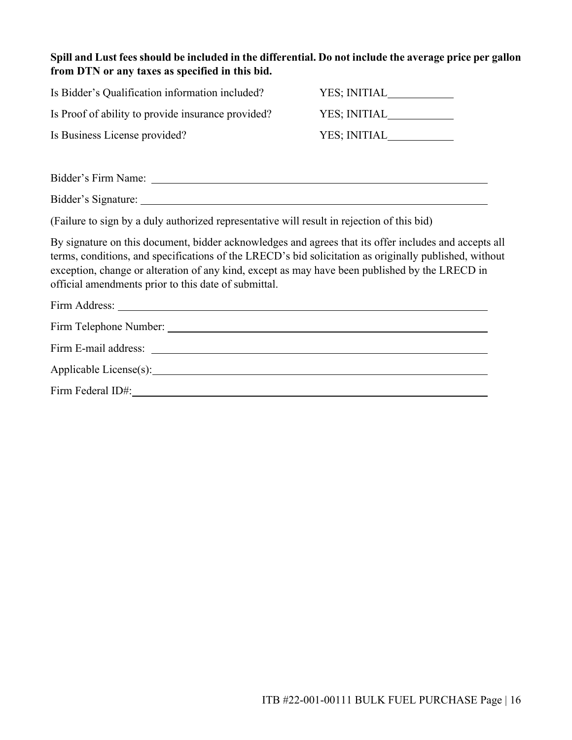**Spill and Lust fees should be included in the differential. Do not include the average price per gallon from DTN or any taxes as specified in this bid.**

Is Bidder's Qualification information included? YES; INITIAL\_\_\_\_\_\_\_\_\_\_\_\_

Is Proof of ability to provide insurance provided? YES; INITIAL\_\_\_\_\_\_\_\_\_\_\_\_

Is Business License provided? YES; INITIAL\_\_\_\_\_\_\_\_\_\_\_\_

Bidder's Firm Name: \_\_\_\_\_\_\_\_\_\_\_\_\_\_\_\_\_\_\_\_\_\_\_\_\_\_\_\_\_\_\_\_\_\_\_\_\_\_\_\_\_\_\_\_\_\_\_\_\_\_\_\_

Bidder's Signature: \_\_\_\_\_\_\_\_\_\_\_\_\_\_\_\_\_\_\_\_\_\_\_\_\_\_\_\_\_\_\_\_\_\_\_\_\_\_\_\_\_\_\_\_\_\_\_\_\_\_\_\_

(Failure to sign by a duly authorized representative will result in rejection of this bid)

By signature on this document, bidder acknowledges and agrees that its offer includes and accepts all terms, conditions, and specifications of the LRECD's bid solicitation as originally published, without exception, change or alteration of any kind, except as may have been published by the LRECD in official amendments prior to this date of submittal.

Firm Address: \_\_\_\_\_\_\_\_\_\_\_\_\_\_\_\_\_\_\_\_\_\_\_\_\_\_\_\_\_\_\_\_\_\_\_\_\_\_\_\_\_\_\_\_\_\_\_\_\_\_\_\_

Firm Telephone Number: \_\_\_\_\_\_\_\_\_\_\_\_\_\_\_\_\_\_\_\_\_\_\_\_\_\_\_\_\_\_\_\_\_\_\_\_\_\_\_\_\_\_\_\_

Firm E-mail address: \_\_\_\_\_\_\_\_\_\_\_\_\_\_\_\_\_\_\_\_\_\_\_\_\_\_\_\_\_\_\_\_\_\_\_\_\_\_\_\_\_\_\_\_\_\_

Applicable License(s): \_\_\_\_\_\_\_\_\_\_\_\_\_\_\_\_\_\_\_\_\_\_\_\_\_\_\_\_\_\_\_\_\_\_\_\_\_\_\_\_\_\_\_\_\_\_

Firm Federal ID#: \_\_\_\_\_\_\_\_\_\_\_\_\_\_\_\_\_\_\_\_\_\_\_\_\_\_\_\_\_\_\_\_\_\_\_\_\_\_\_\_\_\_\_\_\_\_\_\_\_\_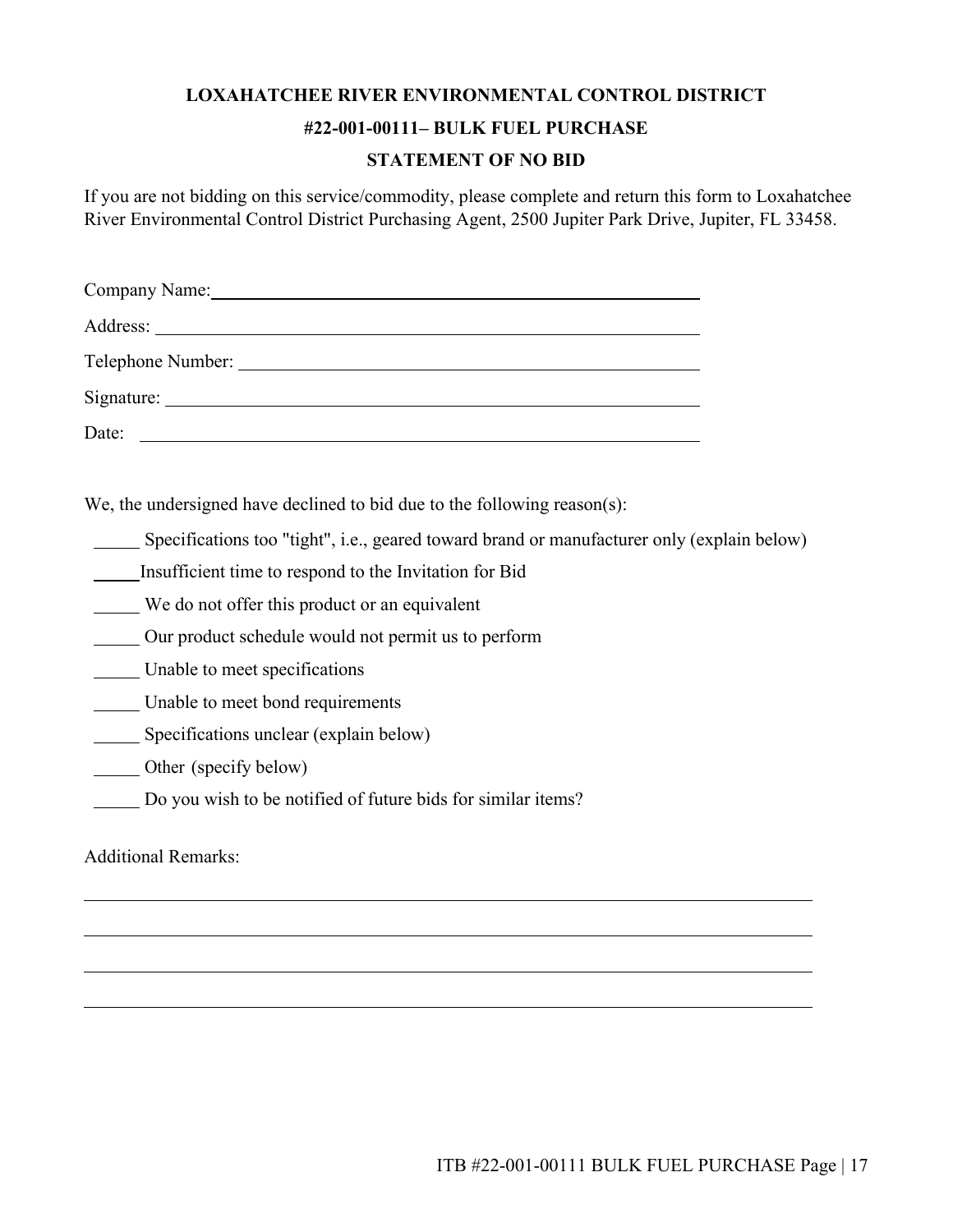**LOXAHATCHEE RIVER ENVIRONMENTAL CONTROL DISTRICT**

**#22-001-00111– BULK FUEL PURCHASE**

**STATEMENT OF NO BID**

If you are not bidding on this service/commodity, please complete and return this form to Loxahatchee River Environmental Control District Purchasing Agent, 2500 Jupiter Park Drive, Jupiter, FL 33458.

Company Name: ________________________________________________

Address: ________________________________________________

Telephone Number: ________________________________________________

Signature: ________________________________________________

Date: ________________________________________________

We, the undersigned have declined to bid due to the following reason(s):

_____ Specifications too "tight", i.e., geared toward brand or manufacturer only (explain below)

_____ Insufficient time to respond to the Invitation for Bid

_____ We do not offer this product or an equivalent

_____ Our product schedule would not permit us to perform

_____ Unable to meet specifications

_____ Unable to meet bond requirements

_____ Specifications unclear (explain below)

_____ Other (specify below)

_____ Do you wish to be notified of future bids for similar items?

Additional Remarks:

________________________________________________________________________

________________________________________________________________________

________________________________________________________________________

________________________________________________________________________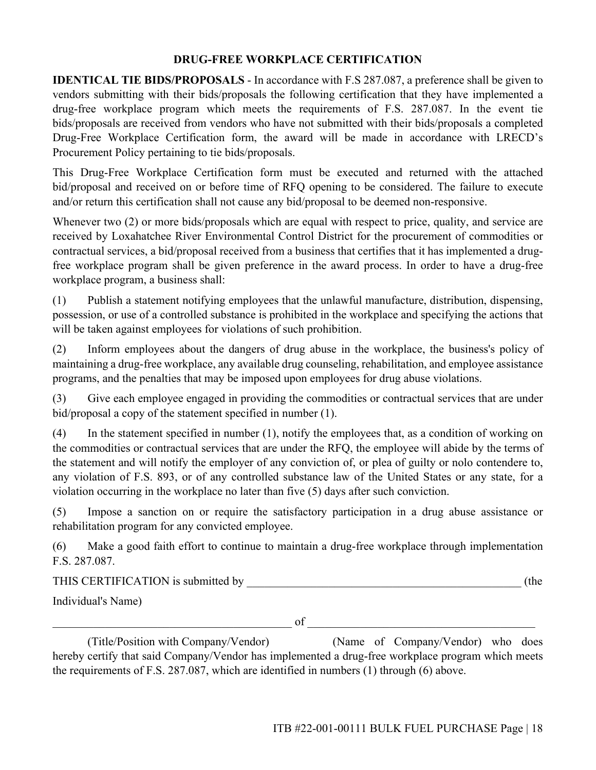## DRUG-FREE WORKPLACE CERTIFICATION

**IDENTICAL TIE BIDS/PROPOSALS** - In accordance with F.S 287.087, a preference shall be given to vendors submitting with their bids/proposals the following certification that they have implemented a drug-free workplace program which meets the requirements of F.S. 287.087. In the event tie bids/proposals are received from vendors who have not submitted with their bids/proposals a completed Drug-Free Workplace Certification form, the award will be made in accordance with LRECD's Procurement Policy pertaining to tie bids/proposals.

This Drug-Free Workplace Certification form must be executed and returned with the attached bid/proposal and received on or before time of RFQ opening to be considered. The failure to execute and/or return this certification shall not cause any bid/proposal to be deemed non-responsive.

Whenever two (2) or more bids/proposals which are equal with respect to price, quality, and service are received by Loxahatchee River Environmental Control District for the procurement of commodities or contractual services, a bid/proposal received from a business that certifies that it has implemented a drug-free workplace program shall be given preference in the award process. In order to have a drug-free workplace program, a business shall:

(1) Publish a statement notifying employees that the unlawful manufacture, distribution, dispensing, possession, or use of a controlled substance is prohibited in the workplace and specifying the actions that will be taken against employees for violations of such prohibition.

(2) Inform employees about the dangers of drug abuse in the workplace, the business's policy of maintaining a drug-free workplace, any available drug counseling, rehabilitation, and employee assistance programs, and the penalties that may be imposed upon employees for drug abuse violations.

(3) Give each employee engaged in providing the commodities or contractual services that are under bid/proposal a copy of the statement specified in number (1).

(4) In the statement specified in number (1), notify the employees that, as a condition of working on the commodities or contractual services that are under the RFQ, the employee will abide by the terms of the statement and will notify the employer of any conviction of, or plea of guilty or nolo contendere to, any violation of F.S. 893, or of any controlled substance law of the United States or any state, for a violation occurring in the workplace no later than five (5) days after such conviction.

(5) Impose a sanction on or require the satisfactory participation in a drug abuse assistance or rehabilitation program for any convicted employee.

(6) Make a good faith effort to continue to maintain a drug-free workplace through implementation F.S. 287.087.

THIS CERTIFICATION is submitted by _________________________________________________ (the Individual's Name)

__________________________________________ of _______________________________________

(Title/Position with Company/Vendor) (Name of Company/Vendor) who does hereby certify that said Company/Vendor has implemented a drug-free workplace program which meets the requirements of F.S. 287.087, which are identified in numbers (1) through (6) above.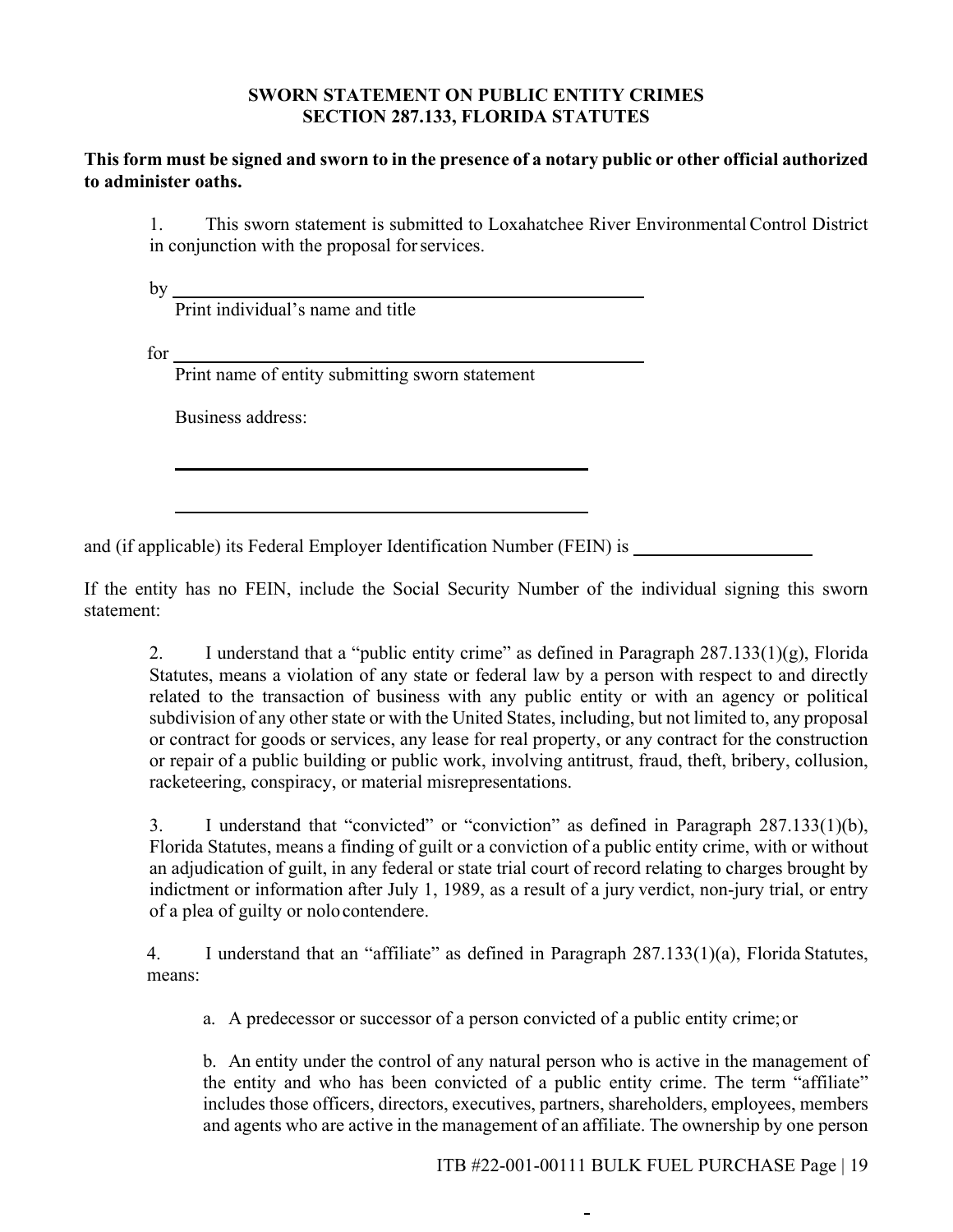# SWORN STATEMENT ON PUBLIC ENTITY CRIMES
# SECTION 287.133, FLORIDA STATUTES

**This form must be signed and sworn to in the presence of a notary public or other official authorized to administer oaths.**

1. This sworn statement is submitted to Loxahatchee River Environmental Control District in conjunction with the proposal for services.

by ______________________________________________
Print individual's name and title

for ______________________________________________
Print name of entity submitting sworn statement

Business address:

______________________________________________

______________________________________________

and (if applicable) its Federal Employer Identification Number (FEIN) is ____________________

If the entity has no FEIN, include the Social Security Number of the individual signing this sworn statement:

2. I understand that a "public entity crime" as defined in Paragraph 287.133(1)(g), Florida Statutes, means a violation of any state or federal law by a person with respect to and directly related to the transaction of business with any public entity or with an agency or political subdivision of any other state or with the United States, including, but not limited to, any proposal or contract for goods or services, any lease for real property, or any contract for the construction or repair of a public building or public work, involving antitrust, fraud, theft, bribery, collusion, racketeering, conspiracy, or material misrepresentations.

3. I understand that "convicted" or "conviction" as defined in Paragraph 287.133(1)(b), Florida Statutes, means a finding of guilt or a conviction of a public entity crime, with or without an adjudication of guilt, in any federal or state trial court of record relating to charges brought by indictment or information after July 1, 1989, as a result of a jury verdict, non-jury trial, or entry of a plea of guilty or nolo contendere.

4. I understand that an "affiliate" as defined in Paragraph 287.133(1)(a), Florida Statutes, means:

a. A predecessor or successor of a person convicted of a public entity crime; or

b. An entity under the control of any natural person who is active in the management of the entity and who has been convicted of a public entity crime. The term "affiliate" includes those officers, directors, executives, partners, shareholders, employees, members and agents who are active in the management of an affiliate. The ownership by one person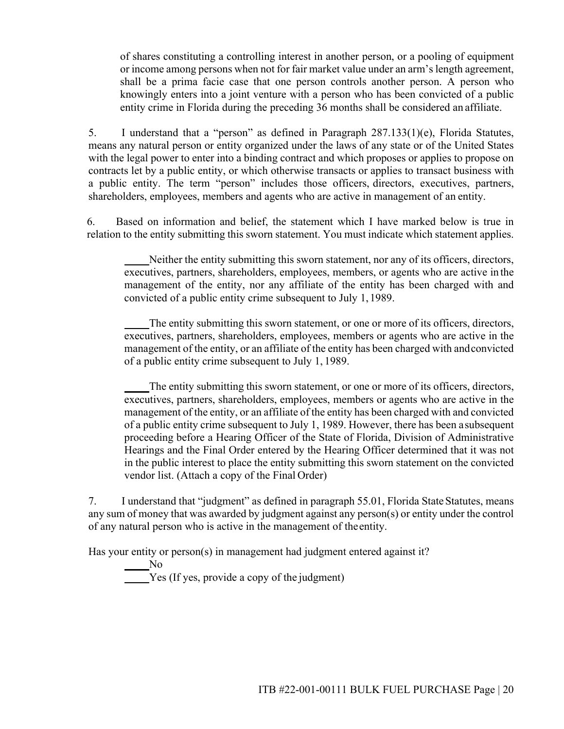of shares constituting a controlling interest in another person, or a pooling of equipment or income among persons when not for fair market value under an arm's length agreement, shall be a prima facie case that one person controls another person. A person who knowingly enters into a joint venture with a person who has been convicted of a public entity crime in Florida during the preceding 36 months shall be considered an affiliate.

5. I understand that a "person" as defined in Paragraph 287.133(1)(e), Florida Statutes, means any natural person or entity organized under the laws of any state or of the United States with the legal power to enter into a binding contract and which proposes or applies to propose on contracts let by a public entity, or which otherwise transacts or applies to transact business with a public entity. The term "person" includes those officers, directors, executives, partners, shareholders, employees, members and agents who are active in management of an entity.

6. Based on information and belief, the statement which I have marked below is true in relation to the entity submitting this sworn statement. You must indicate which statement applies.

_____ Neither the entity submitting this sworn statement, nor any of its officers, directors, executives, partners, shareholders, employees, members, or agents who are active in the management of the entity, nor any affiliate of the entity has been charged with and convicted of a public entity crime subsequent to July 1, 1989.

_____ The entity submitting this sworn statement, or one or more of its officers, directors, executives, partners, shareholders, employees, members or agents who are active in the management of the entity, or an affiliate of the entity has been charged with and convicted of a public entity crime subsequent to July 1, 1989.

_____ The entity submitting this sworn statement, or one or more of its officers, directors, executives, partners, shareholders, employees, members or agents who are active in the management of the entity, or an affiliate of the entity has been charged with and convicted of a public entity crime subsequent to July 1, 1989. However, there has been a subsequent proceeding before a Hearing Officer of the State of Florida, Division of Administrative Hearings and the Final Order entered by the Hearing Officer determined that it was not in the public interest to place the entity submitting this sworn statement on the convicted vendor list. (Attach a copy of the Final Order)

7. I understand that "judgment" as defined in paragraph 55.01, Florida State Statutes, means any sum of money that was awarded by judgment against any person(s) or entity under the control of any natural person who is active in the management of the entity.

Has your entity or person(s) in management had judgment entered against it?

_____ No

_____ Yes (If yes, provide a copy of the judgment)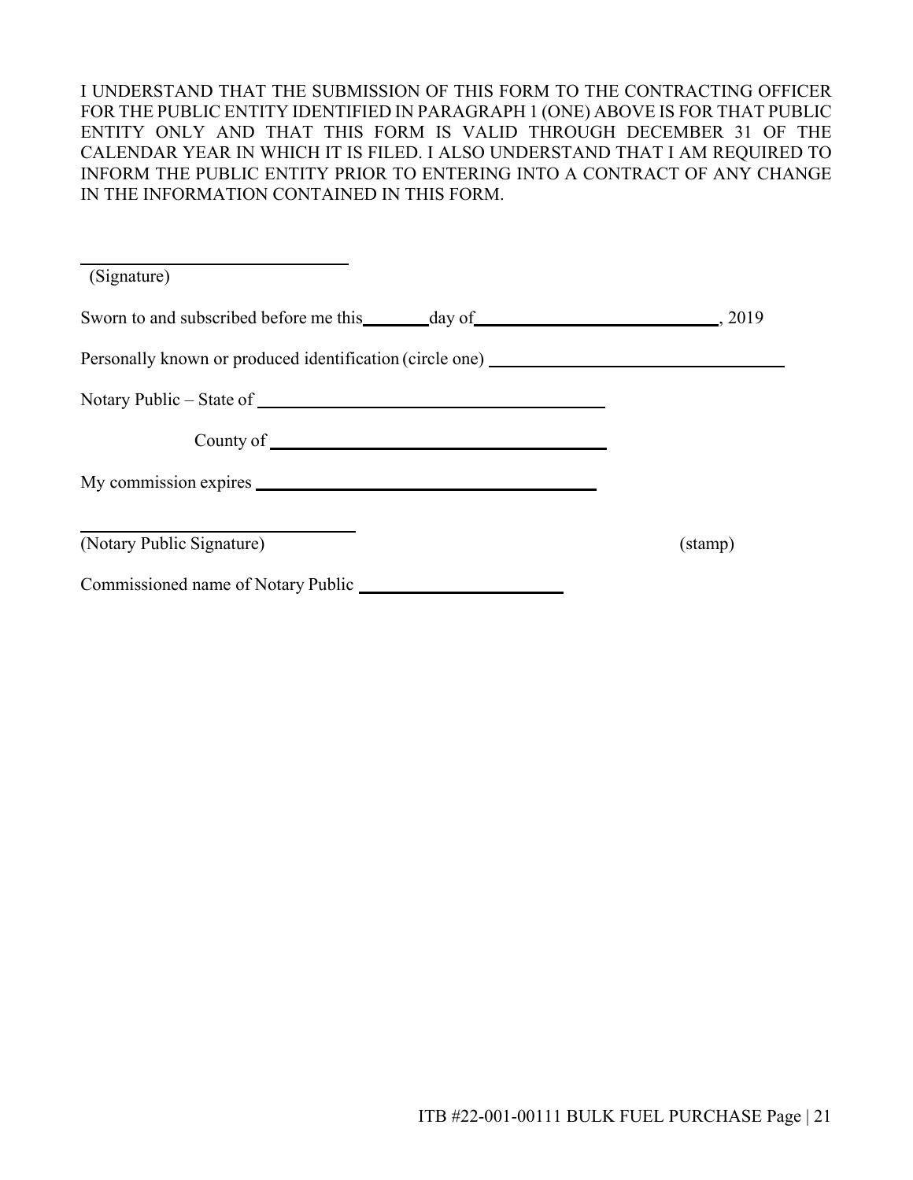I UNDERSTAND THAT THE SUBMISSION OF THIS FORM TO THE CONTRACTING OFFICER FOR THE PUBLIC ENTITY IDENTIFIED IN PARAGRAPH 1 (ONE) ABOVE IS FOR THAT PUBLIC ENTITY ONLY AND THAT THIS FORM IS VALID THROUGH DECEMBER 31 OF THE CALENDAR YEAR IN WHICH IT IS FILED. I ALSO UNDERSTAND THAT I AM REQUIRED TO INFORM THE PUBLIC ENTITY PRIOR TO ENTERING INTO A CONTRACT OF ANY CHANGE IN THE INFORMATION CONTAINED IN THIS FORM.

\_\_\_\_\_\_\_\_\_\_\_\_\_\_\_\_\_\_\_\_\_\_\_\_\_\_\_\_\_\_

(Signature)

Sworn to and subscribed before me this\_\_\_\_\_\_\_day of\_\_\_\_\_\_\_\_\_\_\_\_\_\_\_\_\_\_\_\_\_\_\_\_\_\_, 2019

Personally known or produced identification (circle one) \_\_\_\_\_\_\_\_\_\_\_\_\_\_\_\_\_\_\_\_\_\_\_\_\_\_\_\_\_\_

Notary Public – State of \_\_\_\_\_\_\_\_\_\_\_\_\_\_\_\_\_\_\_\_\_\_\_\_\_\_\_\_\_\_\_\_\_\_\_\_

County of \_\_\_\_\_\_\_\_\_\_\_\_\_\_\_\_\_\_\_\_\_\_\_\_\_\_\_\_\_\_\_\_\_\_\_\_

My commission expires \_\_\_\_\_\_\_\_\_\_\_\_\_\_\_\_\_\_\_\_\_\_\_\_\_\_\_\_\_\_\_\_\_\_\_\_

\_\_\_\_\_\_\_\_\_\_\_\_\_\_\_\_\_\_\_\_\_\_\_\_\_\_\_\_\_\_

(Notary Public Signature) (stamp)

Commissioned name of Notary Public \_\_\_\_\_\_\_\_\_\_\_\_\_\_\_\_\_\_\_\_\_\_\_\_